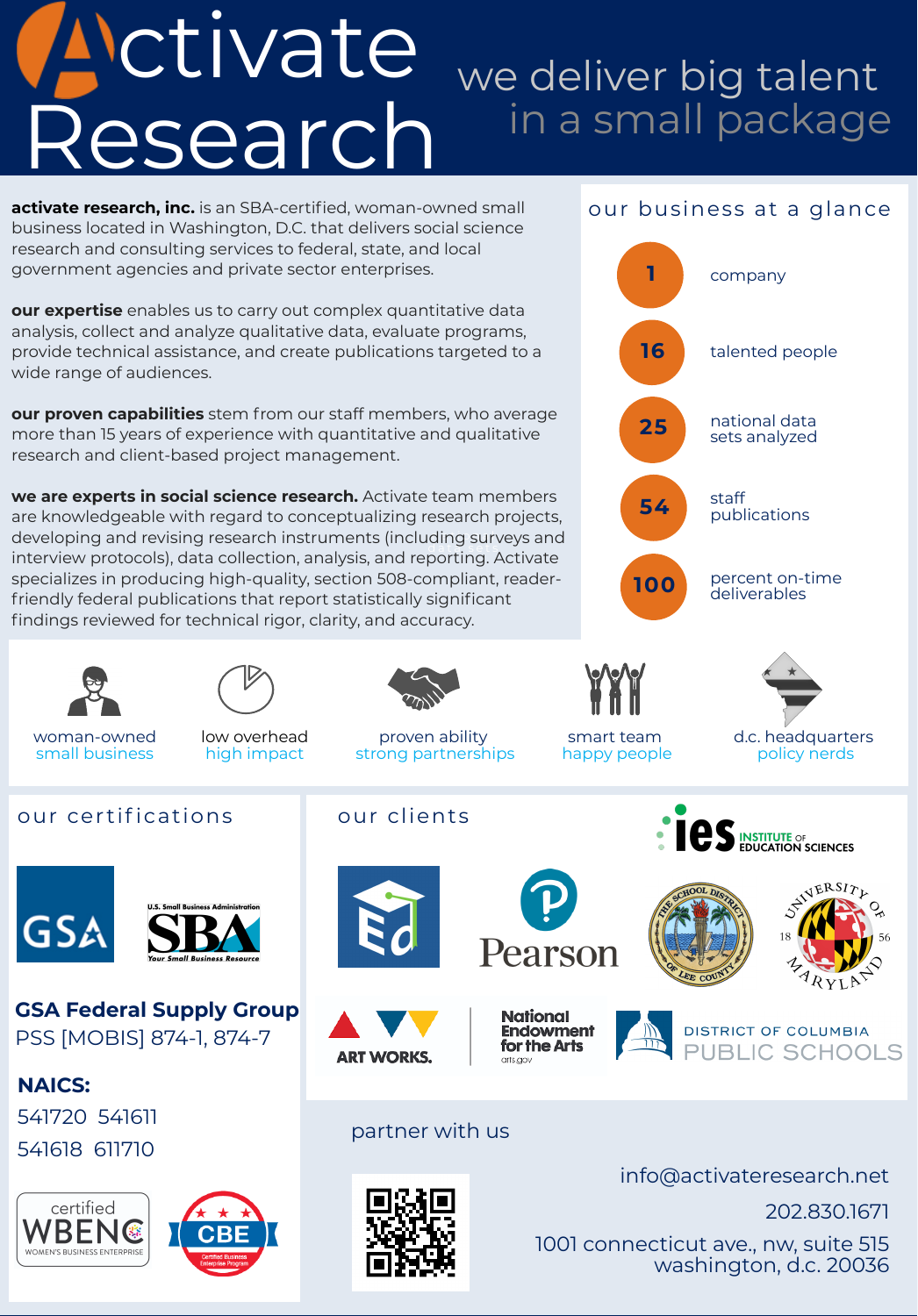# Activate Research

## we deliver big talent in a small package

**activate research, inc.** is an SBA-certified, woman-owned small business located in Washington, D.C. that delivers social science research and consulting services to federal, state, and local government agencies and private sector enterprises.

**our expertise** enables us to carry out complex quantitative data analysis, collect and analyze qualitative data, evaluate programs, provide technical assistance, and create publications targeted to a wide range of audiences.

**our proven capabilities** stem from our staff members, who average more than 15 years of experience with quantitative and qualitative research and client-based project management.

**we are experts in social science research.** Activate team members are knowledgeable with regard to conceptualizing research projects, developing and revising research instruments (including surveys and interview protocols), data collection, analysis, and reporting. Activate specializes in producing high-quality, section 508-compliant, reader-friendly federal publications that report statistically significant findings reviewed for technical rigor, clarity, and accuracy.

## our business at a glance

- **1** company
- **16** talented people
- **25** national data sets analyzed
- **54** staff publications
- **100** percent on-time deliverables

---

- woman-owned small business
- low overhead high impact
- proven ability strong partnerships
- smart team happy people
- d.c. headquarters policy nerds

## our certifications

GSA

U.S. Small Business Administration SBA Your Small Business Resource

**GSA Federal Supply Group**
PSS [MOBIS] 874-1, 874-7

**NAICS:**
541720 541611
541618 611710

certified WBENC WOMEN'S BUSINESS ENTERPRISE

CBE Certified Business Enterprise Program

## our clients

- ies Institute of Education Sciences
- Ed
- Pearson
- The School District of Lee County
- University of Maryland
- Art Works.
- National Endowment for the Arts arts.gov
- District of Columbia Public Schools

## partner with us

info@activateresearch.net
202.830.1671
1001 connecticut ave., nw, suite 515
washington, d.c. 20036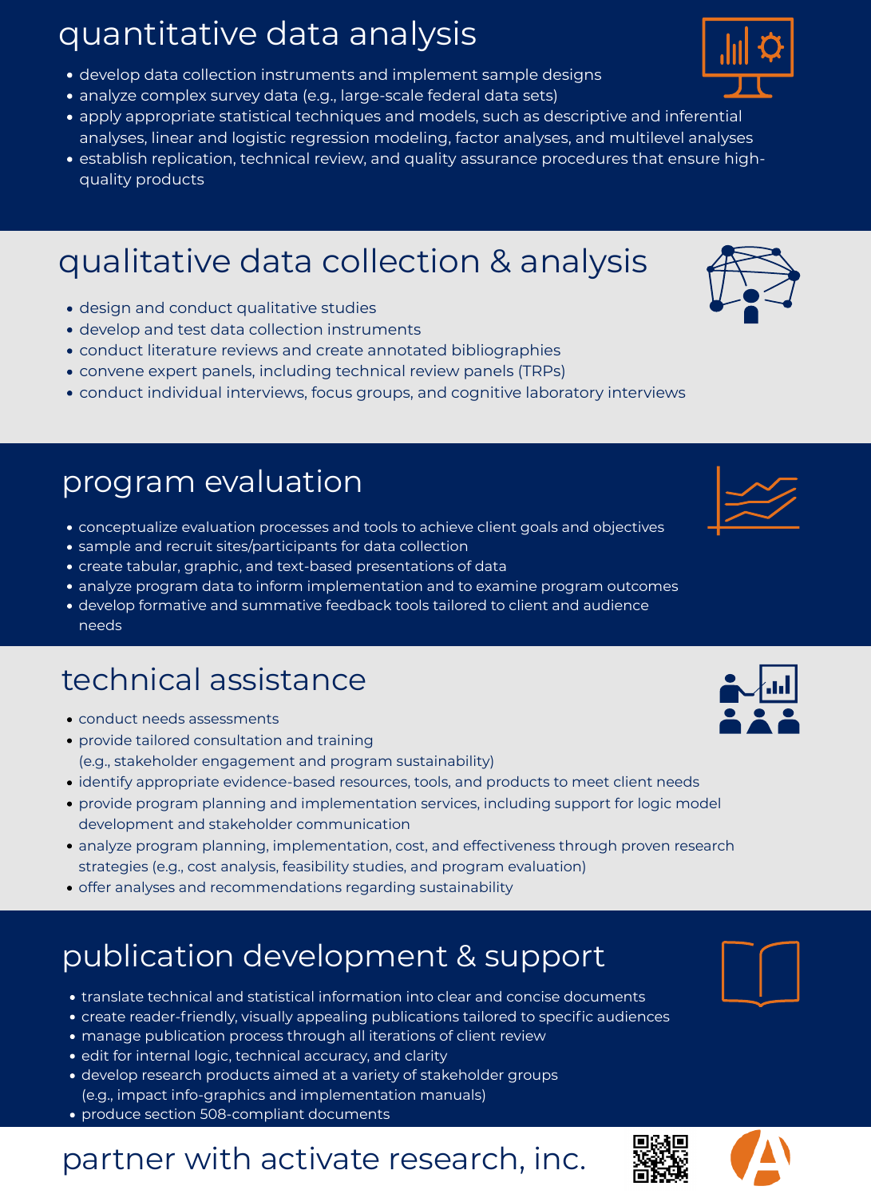## quantitative data analysis

- develop data collection instruments and implement sample designs
- analyze complex survey data (e.g., large-scale federal data sets)
- apply appropriate statistical techniques and models, such as descriptive and inferential analyses, linear and logistic regression modeling, factor analyses, and multilevel analyses
- establish replication, technical review, and quality assurance procedures that ensure high-quality products

## qualitative data collection & analysis

- design and conduct qualitative studies
- develop and test data collection instruments
- conduct literature reviews and create annotated bibliographies
- convene expert panels, including technical review panels (TRPs)
- conduct individual interviews, focus groups, and cognitive laboratory interviews

## program evaluation

- conceptualize evaluation processes and tools to achieve client goals and objectives
- sample and recruit sites/participants for data collection
- create tabular, graphic, and text-based presentations of data
- analyze program data to inform implementation and to examine program outcomes
- develop formative and summative feedback tools tailored to client and audience needs

## technical assistance

- conduct needs assessments
- provide tailored consultation and training (e.g., stakeholder engagement and program sustainability)
- identify appropriate evidence-based resources, tools, and products to meet client needs
- provide program planning and implementation services, including support for logic model development and stakeholder communication
- analyze program planning, implementation, cost, and effectiveness through proven research strategies (e.g., cost analysis, feasibility studies, and program evaluation)
- offer analyses and recommendations regarding sustainability

## publication development & support

- translate technical and statistical information into clear and concise documents
- create reader-friendly, visually appealing publications tailored to specific audiences
- manage publication process through all iterations of client review
- edit for internal logic, technical accuracy, and clarity
- develop research products aimed at a variety of stakeholder groups (e.g., impact info-graphics and implementation manuals)
- produce section 508-compliant documents

## partner with activate research, inc.